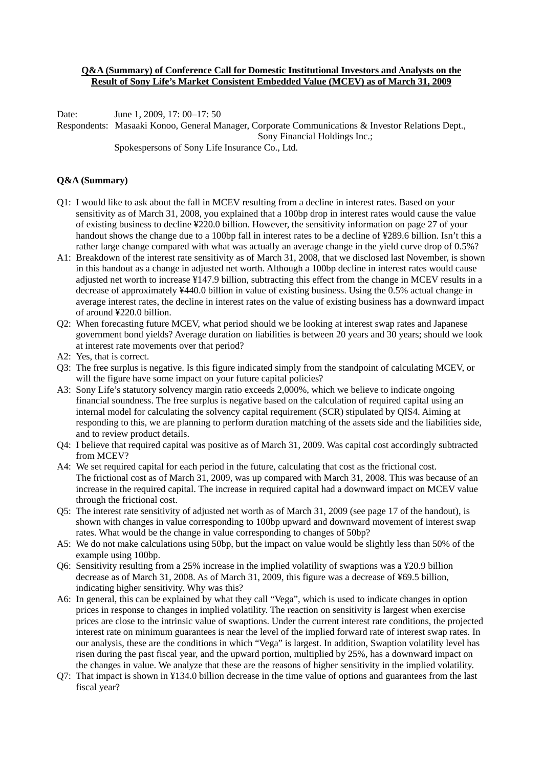**Q&A (Summary) of Conference Call for Domestic Institutional Investors and Analysts on the Result of Sony Life's Market Consistent Embedded Value (MCEV) as of March 31, 2009**

Date: June 1, 2009, 17: 00–17: 50

Respondents: Masaaki Konoo, General Manager, Corporate Communications & Investor Relations Dept., Sony Financial Holdings Inc.;
Spokespersons of Sony Life Insurance Co., Ltd.

**Q&A (Summary)**

Q1: I would like to ask about the fall in MCEV resulting from a decline in interest rates. Based on your sensitivity as of March 31, 2008, you explained that a 100bp drop in interest rates would cause the value of existing business to decline ¥220.0 billion. However, the sensitivity information on page 27 of your handout shows the change due to a 100bp fall in interest rates to be a decline of ¥289.6 billion. Isn't this a rather large change compared with what was actually an average change in the yield curve drop of 0.5%?

A1: Breakdown of the interest rate sensitivity as of March 31, 2008, that we disclosed last November, is shown in this handout as a change in adjusted net worth. Although a 100bp decline in interest rates would cause adjusted net worth to increase ¥147.9 billion, subtracting this effect from the change in MCEV results in a decrease of approximately ¥440.0 billion in value of existing business. Using the 0.5% actual change in average interest rates, the decline in interest rates on the value of existing business has a downward impact of around ¥220.0 billion.

Q2: When forecasting future MCEV, what period should we be looking at interest swap rates and Japanese government bond yields? Average duration on liabilities is between 20 years and 30 years; should we look at interest rate movements over that period?

A2: Yes, that is correct.

Q3: The free surplus is negative. Is this figure indicated simply from the standpoint of calculating MCEV, or will the figure have some impact on your future capital policies?

A3: Sony Life's statutory solvency margin ratio exceeds 2,000%, which we believe to indicate ongoing financial soundness. The free surplus is negative based on the calculation of required capital using an internal model for calculating the solvency capital requirement (SCR) stipulated by QIS4. Aiming at responding to this, we are planning to perform duration matching of the assets side and the liabilities side, and to review product details.

Q4: I believe that required capital was positive as of March 31, 2009. Was capital cost accordingly subtracted from MCEV?

A4: We set required capital for each period in the future, calculating that cost as the frictional cost. The frictional cost as of March 31, 2009, was up compared with March 31, 2008. This was because of an increase in the required capital. The increase in required capital had a downward impact on MCEV value through the frictional cost.

Q5: The interest rate sensitivity of adjusted net worth as of March 31, 2009 (see page 17 of the handout), is shown with changes in value corresponding to 100bp upward and downward movement of interest swap rates. What would be the change in value corresponding to changes of 50bp?

A5: We do not make calculations using 50bp, but the impact on value would be slightly less than 50% of the example using 100bp.

Q6: Sensitivity resulting from a 25% increase in the implied volatility of swaptions was a ¥20.9 billion decrease as of March 31, 2008. As of March 31, 2009, this figure was a decrease of ¥69.5 billion, indicating higher sensitivity. Why was this?

A6: In general, this can be explained by what they call "Vega", which is used to indicate changes in option prices in response to changes in implied volatility. The reaction on sensitivity is largest when exercise prices are close to the intrinsic value of swaptions. Under the current interest rate conditions, the projected interest rate on minimum guarantees is near the level of the implied forward rate of interest swap rates. In our analysis, these are the conditions in which "Vega" is largest. In addition, Swaption volatility level has risen during the past fiscal year, and the upward portion, multiplied by 25%, has a downward impact on the changes in value. We analyze that these are the reasons of higher sensitivity in the implied volatility.

Q7: That impact is shown in ¥134.0 billion decrease in the time value of options and guarantees from the last fiscal year?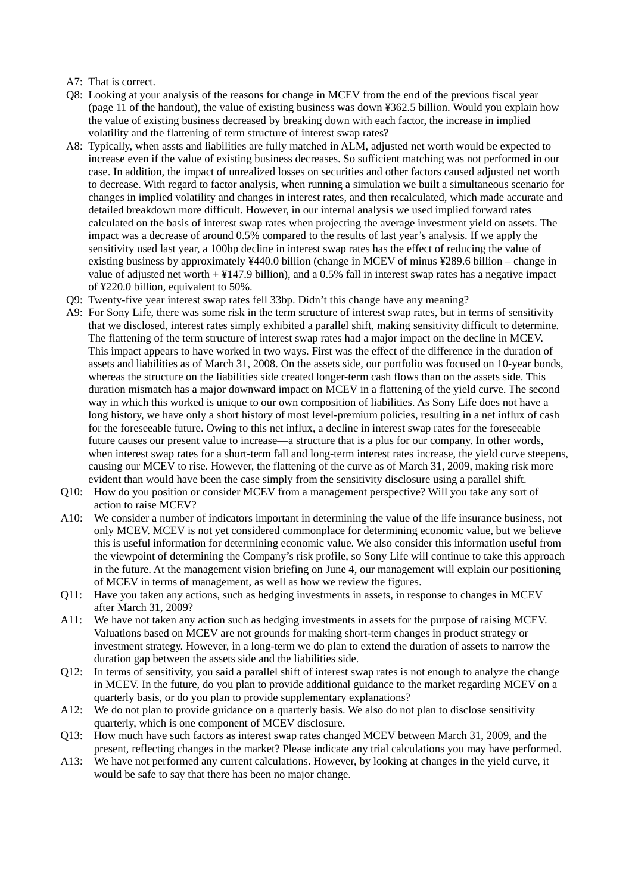A7: That is correct.

Q8: Looking at your analysis of the reasons for change in MCEV from the end of the previous fiscal year (page 11 of the handout), the value of existing business was down ¥362.5 billion. Would you explain how the value of existing business decreased by breaking down with each factor, the increase in implied volatility and the flattening of term structure of interest swap rates?

A8: Typically, when assts and liabilities are fully matched in ALM, adjusted net worth would be expected to increase even if the value of existing business decreases. So sufficient matching was not performed in our case. In addition, the impact of unrealized losses on securities and other factors caused adjusted net worth to decrease. With regard to factor analysis, when running a simulation we built a simultaneous scenario for changes in implied volatility and changes in interest rates, and then recalculated, which made accurate and detailed breakdown more difficult. However, in our internal analysis we used implied forward rates calculated on the basis of interest swap rates when projecting the average investment yield on assets. The impact was a decrease of around 0.5% compared to the results of last year's analysis. If we apply the sensitivity used last year, a 100bp decline in interest swap rates has the effect of reducing the value of existing business by approximately ¥440.0 billion (change in MCEV of minus ¥289.6 billion – change in value of adjusted net worth + ¥147.9 billion), and a 0.5% fall in interest swap rates has a negative impact of ¥220.0 billion, equivalent to 50%.

Q9: Twenty-five year interest swap rates fell 33bp. Didn't this change have any meaning?

A9: For Sony Life, there was some risk in the term structure of interest swap rates, but in terms of sensitivity that we disclosed, interest rates simply exhibited a parallel shift, making sensitivity difficult to determine. The flattening of the term structure of interest swap rates had a major impact on the decline in MCEV. This impact appears to have worked in two ways. First was the effect of the difference in the duration of assets and liabilities as of March 31, 2008. On the assets side, our portfolio was focused on 10-year bonds, whereas the structure on the liabilities side created longer-term cash flows than on the assets side. This duration mismatch has a major downward impact on MCEV in a flattening of the yield curve. The second way in which this worked is unique to our own composition of liabilities. As Sony Life does not have a long history, we have only a short history of most level-premium policies, resulting in a net influx of cash for the foreseeable future. Owing to this net influx, a decline in interest swap rates for the foreseeable future causes our present value to increase—a structure that is a plus for our company. In other words, when interest swap rates for a short-term fall and long-term interest rates increase, the yield curve steepens, causing our MCEV to rise. However, the flattening of the curve as of March 31, 2009, making risk more evident than would have been the case simply from the sensitivity disclosure using a parallel shift.

Q10: How do you position or consider MCEV from a management perspective? Will you take any sort of action to raise MCEV?

A10: We consider a number of indicators important in determining the value of the life insurance business, not only MCEV. MCEV is not yet considered commonplace for determining economic value, but we believe this is useful information for determining economic value. We also consider this information useful from the viewpoint of determining the Company's risk profile, so Sony Life will continue to take this approach in the future. At the management vision briefing on June 4, our management will explain our positioning of MCEV in terms of management, as well as how we review the figures.

Q11: Have you taken any actions, such as hedging investments in assets, in response to changes in MCEV after March 31, 2009?

A11: We have not taken any action such as hedging investments in assets for the purpose of raising MCEV. Valuations based on MCEV are not grounds for making short-term changes in product strategy or investment strategy. However, in a long-term we do plan to extend the duration of assets to narrow the duration gap between the assets side and the liabilities side.

Q12: In terms of sensitivity, you said a parallel shift of interest swap rates is not enough to analyze the change in MCEV. In the future, do you plan to provide additional guidance to the market regarding MCEV on a quarterly basis, or do you plan to provide supplementary explanations?

A12: We do not plan to provide guidance on a quarterly basis. We also do not plan to disclose sensitivity quarterly, which is one component of MCEV disclosure.

Q13: How much have such factors as interest swap rates changed MCEV between March 31, 2009, and the present, reflecting changes in the market? Please indicate any trial calculations you may have performed.

A13: We have not performed any current calculations. However, by looking at changes in the yield curve, it would be safe to say that there has been no major change.